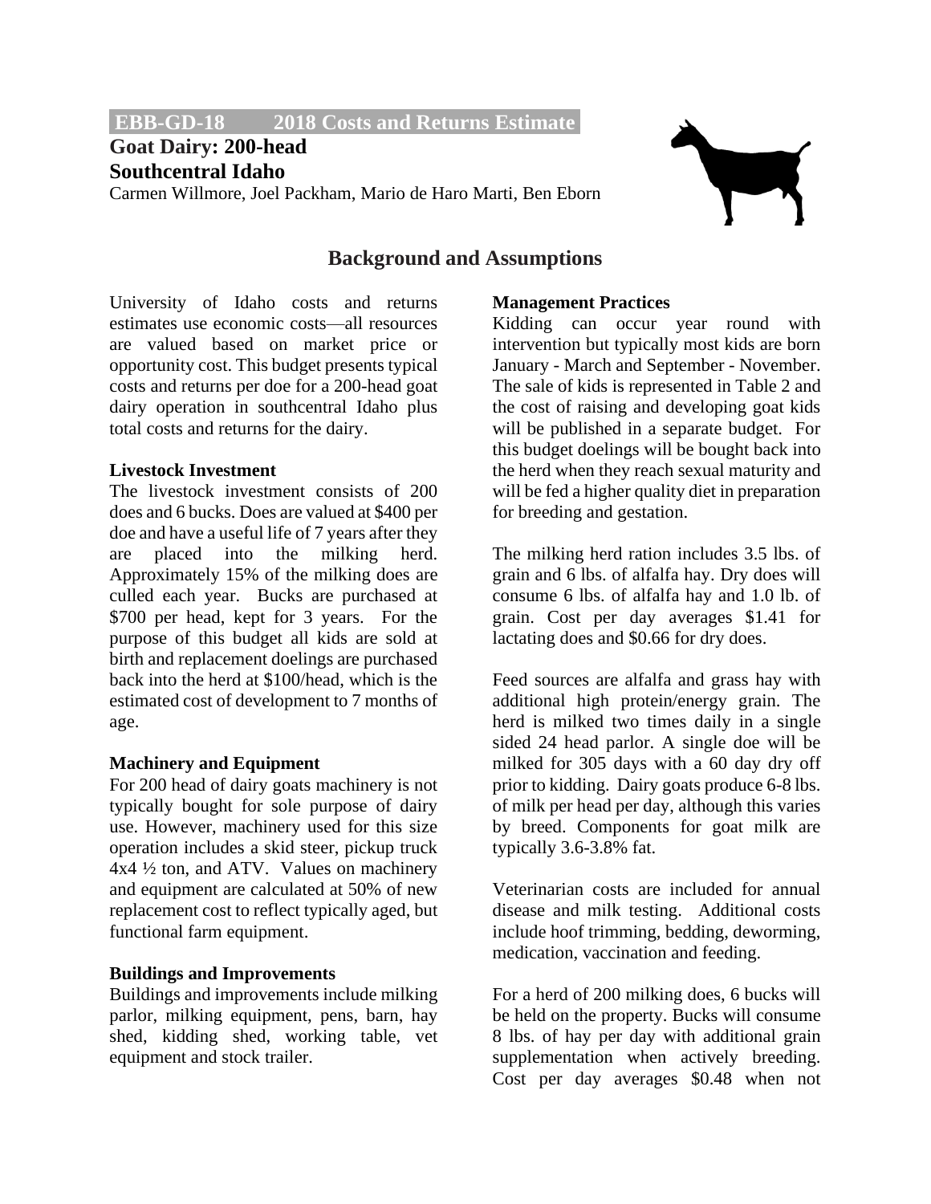**EBB-GD-18 2018 Costs and Returns Estimate**

# Goat Dairy: 200-head
# Southcentral Idaho

Carmen Willmore, Joel Packham, Mario de Haro Marti, Ben Eborn

## Background and Assumptions

University of Idaho costs and returns estimates use economic costs—all resources are valued based on market price or opportunity cost. This budget presents typical costs and returns per doe for a 200-head goat dairy operation in southcentral Idaho plus total costs and returns for the dairy.

**Livestock Investment**
The livestock investment consists of 200 does and 6 bucks. Does are valued at $400 per doe and have a useful life of 7 years after they are placed into the milking herd. Approximately 15% of the milking does are culled each year. Bucks are purchased at $700 per head, kept for 3 years. For the purpose of this budget all kids are sold at birth and replacement doelings are purchased back into the herd at $100/head, which is the estimated cost of development to 7 months of age.

**Machinery and Equipment**
For 200 head of dairy goats machinery is not typically bought for sole purpose of dairy use. However, machinery used for this size operation includes a skid steer, pickup truck 4x4 ½ ton, and ATV. Values on machinery and equipment are calculated at 50% of new replacement cost to reflect typically aged, but functional farm equipment.

**Buildings and Improvements**
Buildings and improvements include milking parlor, milking equipment, pens, barn, hay shed, kidding shed, working table, vet equipment and stock trailer.

**Management Practices**
Kidding can occur year round with intervention but typically most kids are born January - March and September - November. The sale of kids is represented in Table 2 and the cost of raising and developing goat kids will be published in a separate budget. For this budget doelings will be bought back into the herd when they reach sexual maturity and will be fed a higher quality diet in preparation for breeding and gestation.

The milking herd ration includes 3.5 lbs. of grain and 6 lbs. of alfalfa hay. Dry does will consume 6 lbs. of alfalfa hay and 1.0 lb. of grain. Cost per day averages $1.41 for lactating does and $0.66 for dry does.

Feed sources are alfalfa and grass hay with additional high protein/energy grain. The herd is milked two times daily in a single sided 24 head parlor. A single doe will be milked for 305 days with a 60 day dry off prior to kidding. Dairy goats produce 6-8 lbs. of milk per head per day, although this varies by breed. Components for goat milk are typically 3.6-3.8% fat.

Veterinarian costs are included for annual disease and milk testing. Additional costs include hoof trimming, bedding, deworming, medication, vaccination and feeding.

For a herd of 200 milking does, 6 bucks will be held on the property. Bucks will consume 8 lbs. of hay per day with additional grain supplementation when actively breeding. Cost per day averages $0.48 when not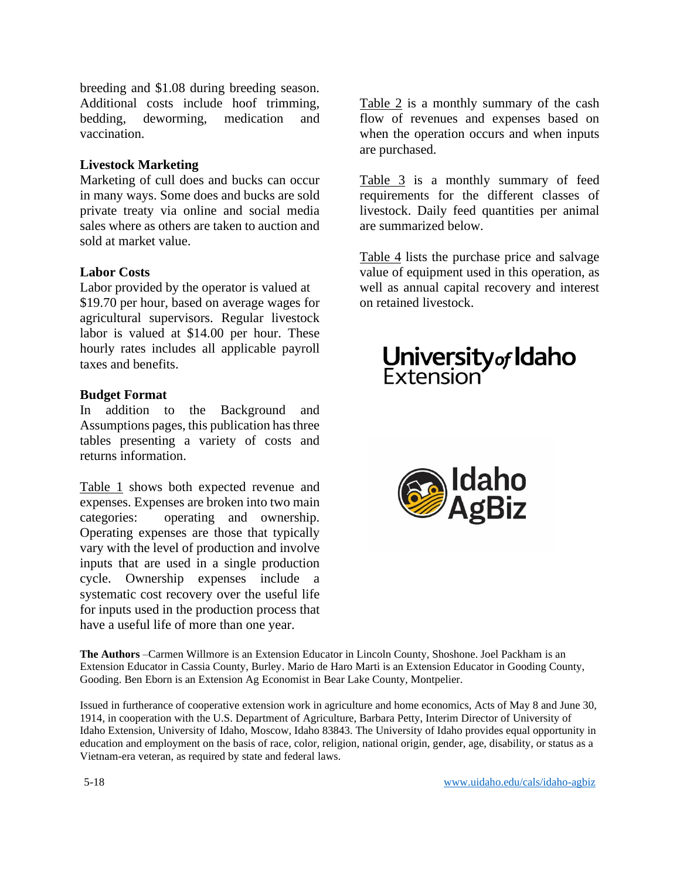breeding and $1.08 during breeding season. Additional costs include hoof trimming, bedding, deworming, medication and vaccination.

**Livestock Marketing**
Marketing of cull does and bucks can occur in many ways. Some does and bucks are sold private treaty via online and social media sales where as others are taken to auction and sold at market value.

**Labor Costs**
Labor provided by the operator is valued at $19.70 per hour, based on average wages for agricultural supervisors. Regular livestock labor is valued at $14.00 per hour. These hourly rates includes all applicable payroll taxes and benefits.

**Budget Format**
In addition to the Background and Assumptions pages, this publication has three tables presenting a variety of costs and returns information.

Table 1 shows both expected revenue and expenses. Expenses are broken into two main categories: operating and ownership. Operating expenses are those that typically vary with the level of production and involve inputs that are used in a single production cycle. Ownership expenses include a systematic cost recovery over the useful life for inputs used in the production process that have a useful life of more than one year.

Table 2 is a monthly summary of the cash flow of revenues and expenses based on when the operation occurs and when inputs are purchased.

Table 3 is a monthly summary of feed requirements for the different classes of livestock. Daily feed quantities per animal are summarized below.

Table 4 lists the purchase price and salvage value of equipment used in this operation, as well as annual capital recovery and interest on retained livestock.

University of Idaho Extension

Idaho AgBiz

**The Authors** –Carmen Willmore is an Extension Educator in Lincoln County, Shoshone. Joel Packham is an Extension Educator in Cassia County, Burley. Mario de Haro Marti is an Extension Educator in Gooding County, Gooding. Ben Eborn is an Extension Ag Economist in Bear Lake County, Montpelier.

Issued in furtherance of cooperative extension work in agriculture and home economics, Acts of May 8 and June 30, 1914, in cooperation with the U.S. Department of Agriculture, Barbara Petty, Interim Director of University of Idaho Extension, University of Idaho, Moscow, Idaho 83843. The University of Idaho provides equal opportunity in education and employment on the basis of race, color, religion, national origin, gender, age, disability, or status as a Vietnam-era veteran, as required by state and federal laws.

5-18

www.uidaho.edu/cals/idaho-agbiz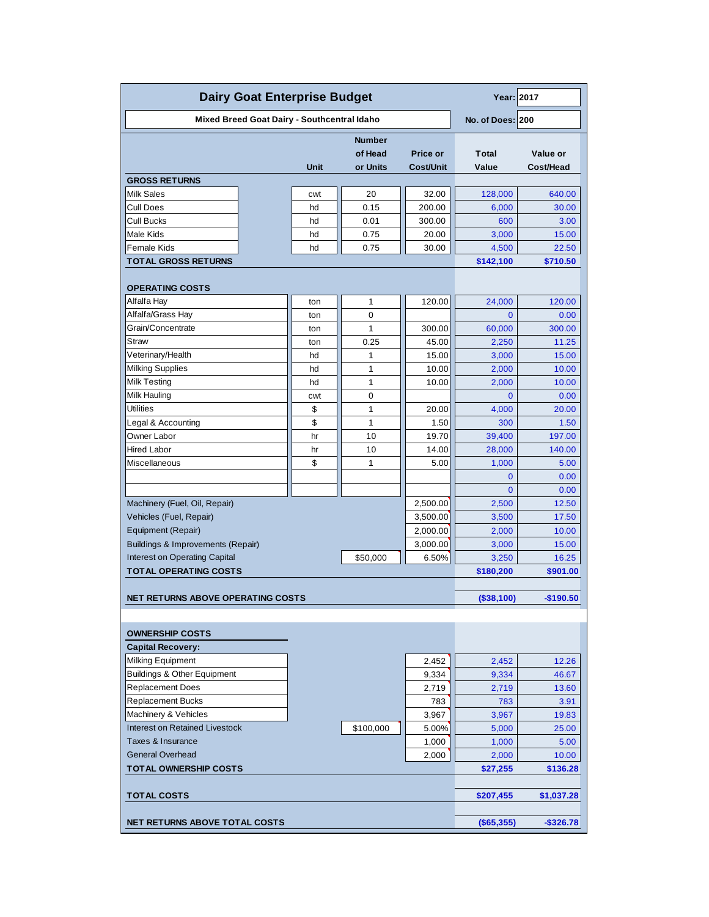# Dairy Goat Enterprise Budget

**Year:** 2017

**Mixed Breed Goat Dairy - Southcentral Idaho**

**No. of Does:** 200

| | Unit | Number of Head or Units | Price or Cost/Unit | Total Value | Value or Cost/Head |
|---|---|---|---|---|---|
| **GROSS RETURNS** | | | | | |
| Milk Sales | cwt | 20 | 32.00 | 128,000 | 640.00 |
| Cull Does | hd | 0.15 | 200.00 | 6,000 | 30.00 |
| Cull Bucks | hd | 0.01 | 300.00 | 600 | 3.00 |
| Male Kids | hd | 0.75 | 20.00 | 3,000 | 15.00 |
| Female Kids | hd | 0.75 | 30.00 | 4,500 | 22.50 |
| **TOTAL GROSS RETURNS** | | | | **$142,100** | **$710.50** |
| | | | | | |
| **OPERATING COSTS** | | | | | |
| Alfalfa Hay | ton | 1 | 120.00 | 24,000 | 120.00 |
| Alfalfa/Grass Hay | ton | 0 | | 0 | 0.00 |
| Grain/Concentrate | ton | 1 | 300.00 | 60,000 | 300.00 |
| Straw | ton | 0.25 | 45.00 | 2,250 | 11.25 |
| Veterinary/Health | hd | 1 | 15.00 | 3,000 | 15.00 |
| Milking Supplies | hd | 1 | 10.00 | 2,000 | 10.00 |
| Milk Testing | hd | 1 | 10.00 | 2,000 | 10.00 |
| Milk Hauling | cwt | 0 | | 0 | 0.00 |
| Utilities | $ | 1 | 20.00 | 4,000 | 20.00 |
| Legal & Accounting | $ | 1 | 1.50 | 300 | 1.50 |
| Owner Labor | hr | 10 | 19.70 | 39,400 | 197.00 |
| Hired Labor | hr | 10 | 14.00 | 28,000 | 140.00 |
| Miscellaneous | $ | 1 | 5.00 | 1,000 | 5.00 |
| | | | | 0 | 0.00 |
| | | | | 0 | 0.00 |
| Machinery (Fuel, Oil, Repair) | | | 2,500.00 | 2,500 | 12.50 |
| Vehicles (Fuel, Repair) | | | 3,500.00 | 3,500 | 17.50 |
| Equipment (Repair) | | | 2,000.00 | 2,000 | 10.00 |
| Buildings & Improvements (Repair) | | | 3,000.00 | 3,000 | 15.00 |
| Interest on Operating Capital | | $50,000 | 6.50% | 3,250 | 16.25 |
| **TOTAL OPERATING COSTS** | | | | **$180,200** | **$901.00** |
| | | | | | |
| **NET RETURNS ABOVE OPERATING COSTS** | | | | **($38,100)** | **-$190.50** |
| | | | | | |
| **OWNERSHIP COSTS** | | | | | |
| **Capital Recovery:** | | | | | |
| Milking Equipment | | | 2,452 | 2,452 | 12.26 |
| Buildings & Other Equipment | | | 9,334 | 9,334 | 46.67 |
| Replacement Does | | | 2,719 | 2,719 | 13.60 |
| Replacement Bucks | | | 783 | 783 | 3.91 |
| Machinery & Vehicles | | | 3,967 | 3,967 | 19.83 |
| Interest on Retained Livestock | | $100,000 | 5.00% | 5,000 | 25.00 |
| Taxes & Insurance | | | 1,000 | 1,000 | 5.00 |
| General Overhead | | | 2,000 | 2,000 | 10.00 |
| **TOTAL OWNERSHIP COSTS** | | | | **$27,255** | **$136.28** |
| | | | | | |
| **TOTAL COSTS** | | | | **$207,455** | **$1,037.28** |
| | | | | | |
| **NET RETURNS ABOVE TOTAL COSTS** | | | | **($65,355)** | **-$326.78** |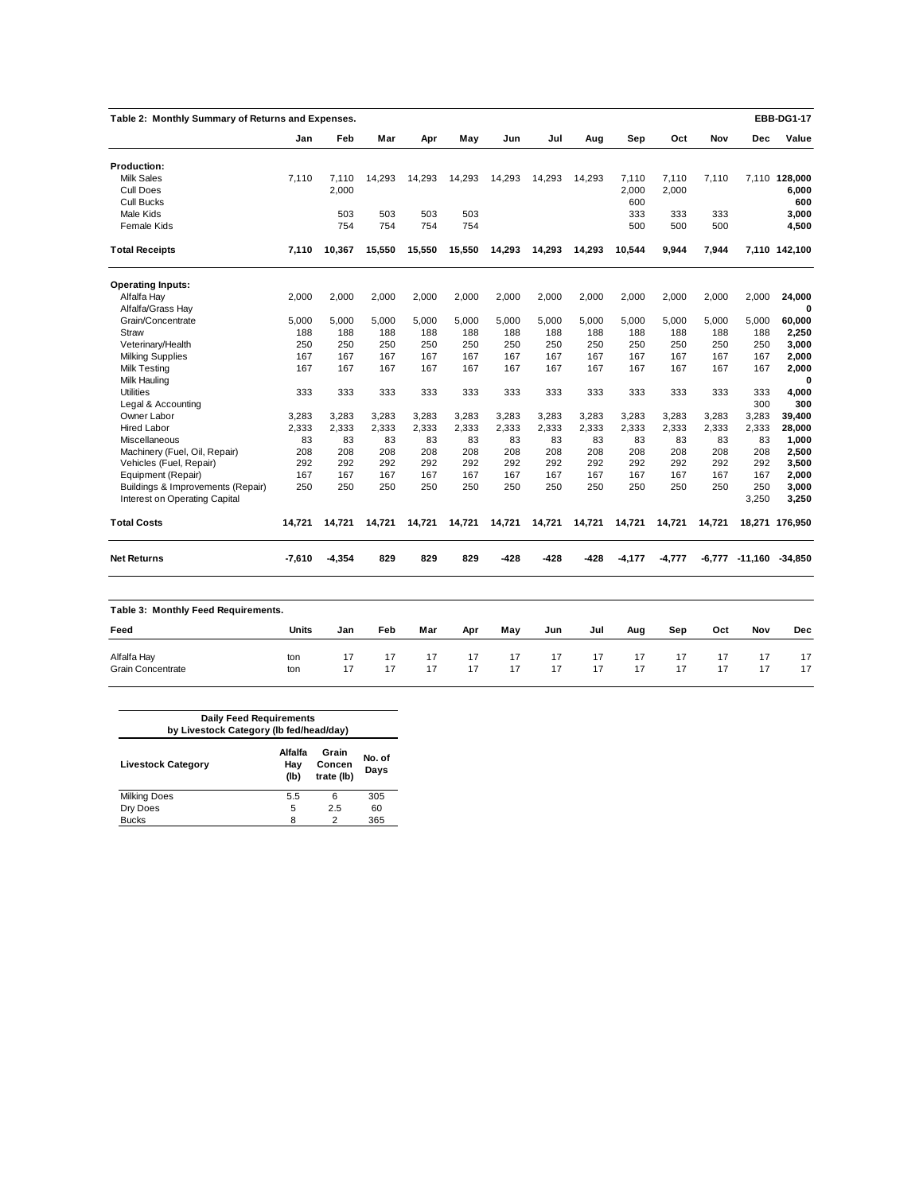**Table 2: Monthly Summary of Returns and Expenses.** EBB-DG1-17

| | Jan | Feb | Mar | Apr | May | Jun | Jul | Aug | Sep | Oct | Nov | Dec | Value |
|---|---|---|---|---|---|---|---|---|---|---|---|---|---|
| **Production:** | | | | | | | | | | | | | |
| Milk Sales | 7,110 | 7,110 | 14,293 | 14,293 | 14,293 | 14,293 | 14,293 | 14,293 | 7,110 | 7,110 | 7,110 | 7,110 | **128,000** |
| Cull Does | | 2,000 | | | | | | | 2,000 | 2,000 | | | **6,000** |
| Cull Bucks | | | | | | | | | 600 | | | | **600** |
| Male Kids | | 503 | 503 | 503 | 503 | | | | 333 | 333 | 333 | | **3,000** |
| Female Kids | | 754 | 754 | 754 | 754 | | | | 500 | 500 | 500 | | **4,500** |
| **Total Receipts** | **7,110** | **10,367** | **15,550** | **15,550** | **15,550** | **14,293** | **14,293** | **14,293** | **10,544** | **9,944** | **7,944** | **7,110** | **142,100** |
| **Operating Inputs:** | | | | | | | | | | | | | |
| Alfalfa Hay | 2,000 | 2,000 | 2,000 | 2,000 | 2,000 | 2,000 | 2,000 | 2,000 | 2,000 | 2,000 | 2,000 | 2,000 | **24,000** |
| Alfalfa/Grass Hay | | | | | | | | | | | | | **0** |
| Grain/Concentrate | 5,000 | 5,000 | 5,000 | 5,000 | 5,000 | 5,000 | 5,000 | 5,000 | 5,000 | 5,000 | 5,000 | 5,000 | **60,000** |
| Straw | 188 | 188 | 188 | 188 | 188 | 188 | 188 | 188 | 188 | 188 | 188 | 188 | **2,250** |
| Veterinary/Health | 250 | 250 | 250 | 250 | 250 | 250 | 250 | 250 | 250 | 250 | 250 | 250 | **3,000** |
| Milking Supplies | 167 | 167 | 167 | 167 | 167 | 167 | 167 | 167 | 167 | 167 | 167 | 167 | **2,000** |
| Milk Testing | 167 | 167 | 167 | 167 | 167 | 167 | 167 | 167 | 167 | 167 | 167 | 167 | **2,000** |
| Milk Hauling | | | | | | | | | | | | | **0** |
| Utilities | 333 | 333 | 333 | 333 | 333 | 333 | 333 | 333 | 333 | 333 | 333 | 333 | **4,000** |
| Legal & Accounting | | | | | | | | | | | | 300 | **300** |
| Owner Labor | 3,283 | 3,283 | 3,283 | 3,283 | 3,283 | 3,283 | 3,283 | 3,283 | 3,283 | 3,283 | 3,283 | 3,283 | **39,400** |
| Hired Labor | 2,333 | 2,333 | 2,333 | 2,333 | 2,333 | 2,333 | 2,333 | 2,333 | 2,333 | 2,333 | 2,333 | 2,333 | **28,000** |
| Miscellaneous | 83 | 83 | 83 | 83 | 83 | 83 | 83 | 83 | 83 | 83 | 83 | 83 | **1,000** |
| Machinery (Fuel, Oil, Repair) | 208 | 208 | 208 | 208 | 208 | 208 | 208 | 208 | 208 | 208 | 208 | 208 | **2,500** |
| Vehicles (Fuel, Repair) | 292 | 292 | 292 | 292 | 292 | 292 | 292 | 292 | 292 | 292 | 292 | 292 | **3,500** |
| Equipment (Repair) | 167 | 167 | 167 | 167 | 167 | 167 | 167 | 167 | 167 | 167 | 167 | 167 | **2,000** |
| Buildings & Improvements (Repair) | 250 | 250 | 250 | 250 | 250 | 250 | 250 | 250 | 250 | 250 | 250 | 250 | **3,000** |
| Interest on Operating Capital | | | | | | | | | | | | 3,250 | **3,250** |
| **Total Costs** | **14,721** | **14,721** | **14,721** | **14,721** | **14,721** | **14,721** | **14,721** | **14,721** | **14,721** | **14,721** | **14,721** | **18,271** | **176,950** |
| **Net Returns** | **-7,610** | **-4,354** | **829** | **829** | **829** | **-428** | **-428** | **-428** | **-4,177** | **-4,777** | **-6,777** | **-11,160** | **-34,850** |

**Table 3: Monthly Feed Requirements.**

| Feed | Units | Jan | Feb | Mar | Apr | May | Jun | Jul | Aug | Sep | Oct | Nov | Dec |
|---|---|---|---|---|---|---|---|---|---|---|---|---|---|
| Alfalfa Hay | ton | 17 | 17 | 17 | 17 | 17 | 17 | 17 | 17 | 17 | 17 | 17 | 17 |
| Grain Concentrate | ton | 17 | 17 | 17 | 17 | 17 | 17 | 17 | 17 | 17 | 17 | 17 | 17 |

**Daily Feed Requirements by Livestock Category (lb fed/head/day)**

| Livestock Category | Alfalfa Hay (lb) | Grain Concentrate (lb) | No. of Days |
|---|---|---|---|
| Milking Does | 5.5 | 6 | 305 |
| Dry Does | 5 | 2.5 | 60 |
| Bucks | 8 | 2 | 365 |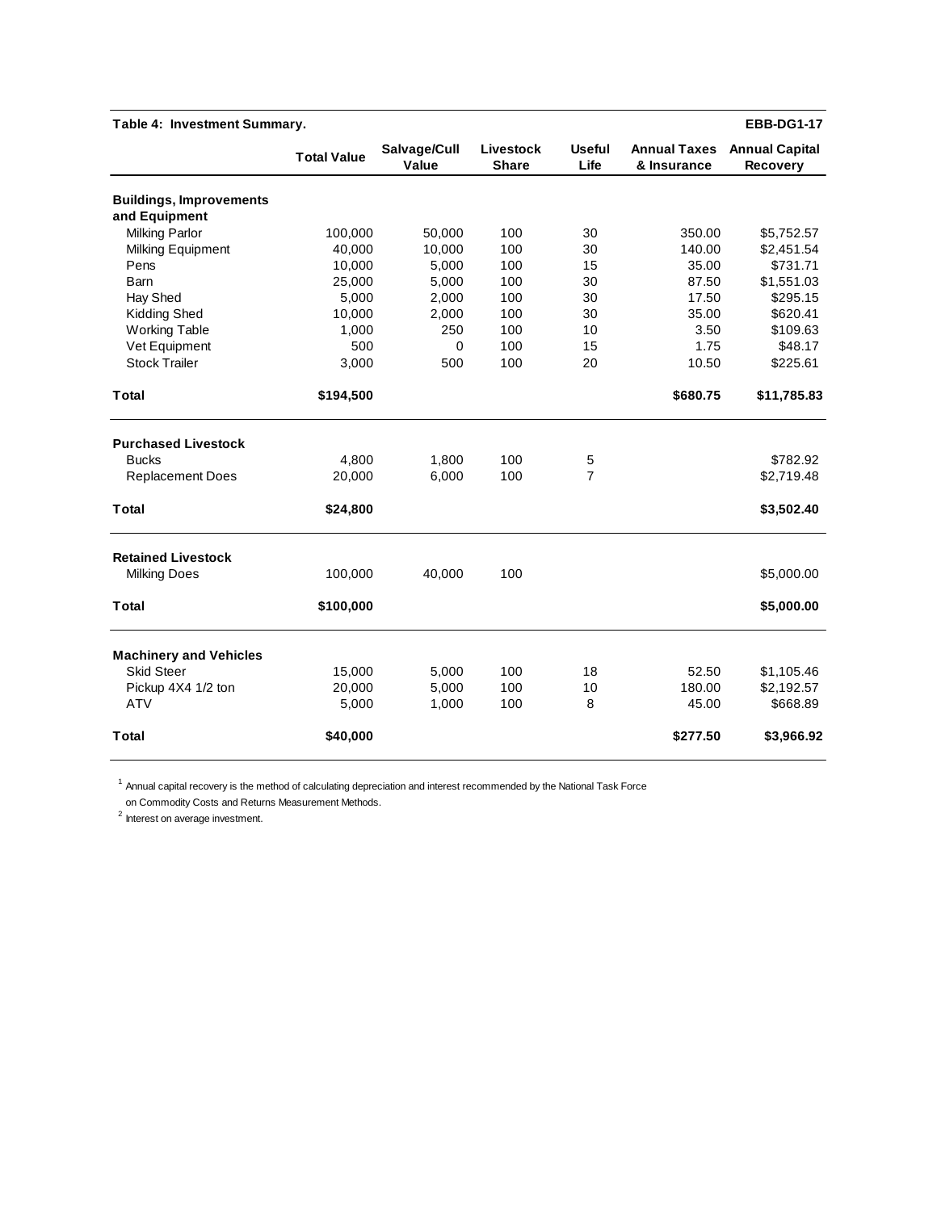**Table 4: Investment Summary.** EBB-DG1-17

| | Total Value | Salvage/Cull Value | Livestock Share | Useful Life | Annual Taxes & Insurance | Annual Capital Recovery |
|---|---|---|---|---|---|---|
| **Buildings, Improvements and Equipment** | | | | | | |
| Milking Parlor | 100,000 | 50,000 | 100 | 30 | 350.00 | $5,752.57 |
| Milking Equipment | 40,000 | 10,000 | 100 | 30 | 140.00 | $2,451.54 |
| Pens | 10,000 | 5,000 | 100 | 15 | 35.00 | $731.71 |
| Barn | 25,000 | 5,000 | 100 | 30 | 87.50 | $1,551.03 |
| Hay Shed | 5,000 | 2,000 | 100 | 30 | 17.50 | $295.15 |
| Kidding Shed | 10,000 | 2,000 | 100 | 30 | 35.00 | $620.41 |
| Working Table | 1,000 | 250 | 100 | 10 | 3.50 | $109.63 |
| Vet Equipment | 500 | 0 | 100 | 15 | 1.75 | $48.17 |
| Stock Trailer | 3,000 | 500 | 100 | 20 | 10.50 | $225.61 |
| **Total** | **$194,500** | | | | **$680.75** | **$11,785.83** |
| **Purchased Livestock** | | | | | | |
| Bucks | 4,800 | 1,800 | 100 | 5 | | $782.92 |
| Replacement Does | 20,000 | 6,000 | 100 | 7 | | $2,719.48 |
| **Total** | **$24,800** | | | | | **$3,502.40** |
| **Retained Livestock** | | | | | | |
| Milking Does | 100,000 | 40,000 | 100 | | | $5,000.00 |
| **Total** | **$100,000** | | | | | **$5,000.00** |
| **Machinery and Vehicles** | | | | | | |
| Skid Steer | 15,000 | 5,000 | 100 | 18 | 52.50 | $1,105.46 |
| Pickup 4X4 1/2 ton | 20,000 | 5,000 | 100 | 10 | 180.00 | $2,192.57 |
| ATV | 5,000 | 1,000 | 100 | 8 | 45.00 | $668.89 |
| **Total** | **$40,000** | | | | **$277.50** | **$3,966.92** |

[1] Annual capital recovery is the method of calculating depreciation and interest recommended by the National Task Force on Commodity Costs and Returns Measurement Methods.

[2] Interest on average investment.